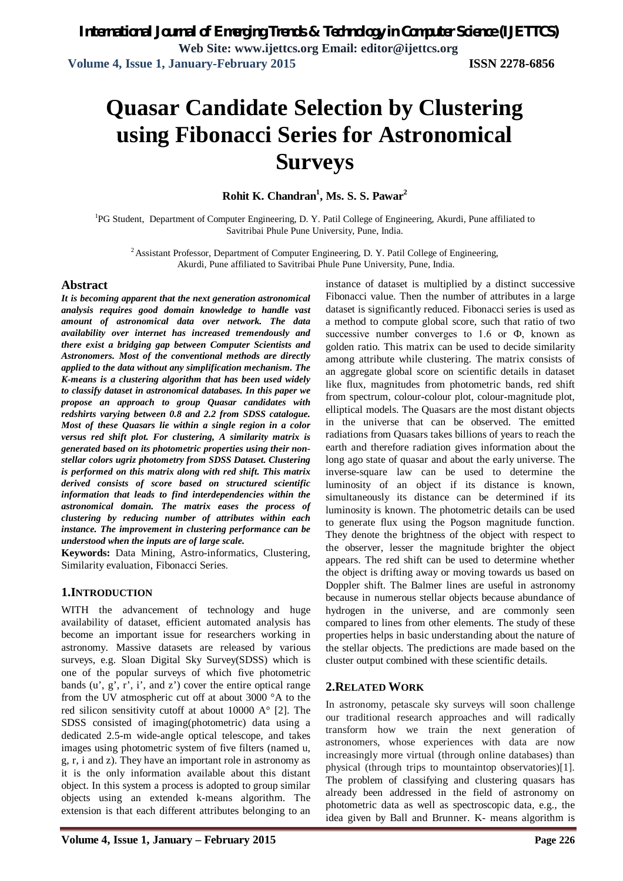# Quasar Candidate Selection by Clustering using Fibonacci Series for Astronomical Surveys

**Rohit K. Chandran[1], Ms. S. S. Pawar[2]**

[1]PG Student, Department of Computer Engineering, D. Y. Patil College of Engineering, Akurdi, Pune affiliated to Savitribai Phule Pune University, Pune, India.

[2]Assistant Professor, Department of Computer Engineering, D. Y. Patil College of Engineering, Akurdi, Pune affiliated to Savitribai Phule Pune University, Pune, India.

## Abstract

***It is becoming apparent that the next generation astronomical analysis requires good domain knowledge to handle vast amount of astronomical data over network. The data availability over internet has increased tremendously and there exist a bridging gap between Computer Scientists and Astronomers. Most of the conventional methods are directly applied to the data without any simplification mechanism. The K-means is a clustering algorithm that has been used widely to classify dataset in astronomical databases. In this paper we propose an approach to group Quasar candidates with redshirts varying between 0.8 and 2.2 from SDSS catalogue. Most of these Quasars lie within a single region in a color versus red shift plot. For clustering, A similarity matrix is generated based on its photometric properties using their non-stellar colors ugriz photometry from SDSS Dataset. Clustering is performed on this matrix along with red shift. This matrix derived consists of score based on structured scientific information that leads to find interdependencies within the astronomical domain. The matrix eases the process of clustering by reducing number of attributes within each instance. The improvement in clustering performance can be understood when the inputs are of large scale.***

**Keywords:** Data Mining, Astro-informatics, Clustering, Similarity evaluation, Fibonacci Series.

## 1.INTRODUCTION

WITH the advancement of technology and huge availability of dataset, efficient automated analysis has become an important issue for researchers working in astronomy. Massive datasets are released by various surveys, e.g. Sloan Digital Sky Survey(SDSS) which is one of the popular surveys of which five photometric bands (u', g', r', i', and z') cover the entire optical range from the UV atmospheric cut off at about 3000 °A to the red silicon sensitivity cutoff at about 10000 A° [2]. The SDSS consisted of imaging(photometric) data using a dedicated 2.5-m wide-angle optical telescope, and takes images using photometric system of five filters (named u, g, r, i and z). They have an important role in astronomy as it is the only information available about this distant object. In this system a process is adopted to group similar objects using an extended k-means algorithm. The extension is that each different attributes belonging to an instance of dataset is multiplied by a distinct successive Fibonacci value. Then the number of attributes in a large dataset is significantly reduced. Fibonacci series is used as a method to compute global score, such that ratio of two successive number converges to 1.6 or Φ, known as golden ratio. This matrix can be used to decide similarity among attribute while clustering. The matrix consists of an aggregate global score on scientific details in dataset like flux, magnitudes from photometric bands, red shift from spectrum, colour-colour plot, colour-magnitude plot, elliptical models. The Quasars are the most distant objects in the universe that can be observed. The emitted radiations from Quasars takes billions of years to reach the earth and therefore radiation gives information about the long ago state of quasar and about the early universe. The inverse-square law can be used to determine the luminosity of an object if its distance is known, simultaneously its distance can be determined if its luminosity is known. The photometric details can be used to generate flux using the Pogson magnitude function. They denote the brightness of the object with respect to the observer, lesser the magnitude brighter the object appears. The red shift can be used to determine whether the object is drifting away or moving towards us based on Doppler shift. The Balmer lines are useful in astronomy because in numerous stellar objects because abundance of hydrogen in the universe, and are commonly seen compared to lines from other elements. The study of these properties helps in basic understanding about the nature of the stellar objects. The predictions are made based on the cluster output combined with these scientific details.

## 2.RELATED WORK

In astronomy, petascale sky surveys will soon challenge our traditional research approaches and will radically transform how we train the next generation of astronomers, whose experiences with data are now increasingly more virtual (through online databases) than physical (through trips to mountaintop observatories)[1]. The problem of classifying and clustering quasars has already been addressed in the field of astronomy on photometric data as well as spectroscopic data, e.g., the idea given by Ball and Brunner. K- means algorithm is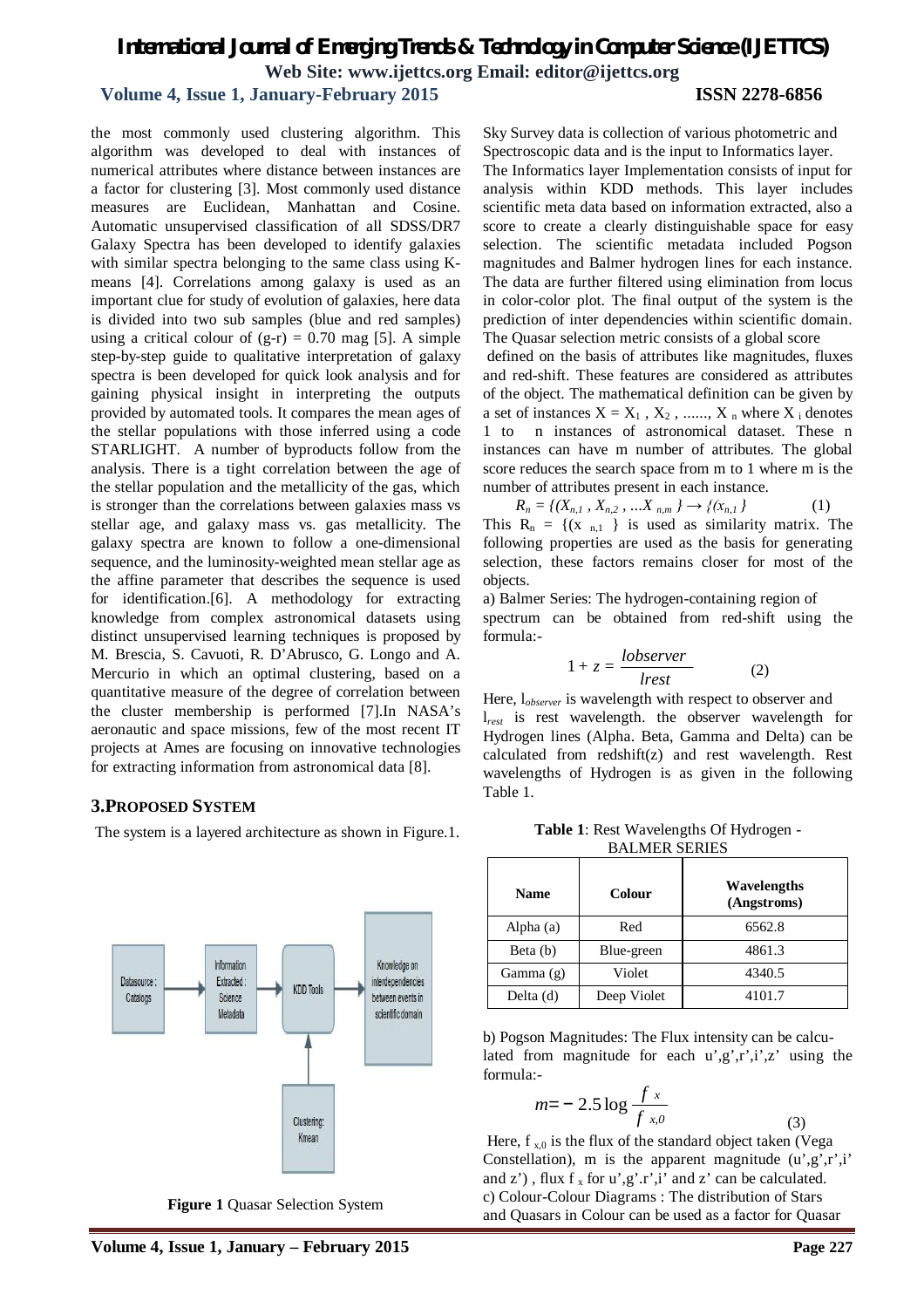the most commonly used clustering algorithm. This algorithm was developed to deal with instances of numerical attributes where distance between instances are a factor for clustering [3]. Most commonly used distance measures are Euclidean, Manhattan and Cosine. Automatic unsupervised classification of all SDSS/DR7 Galaxy Spectra has been developed to identify galaxies with similar spectra belonging to the same class using K-means [4]. Correlations among galaxy is used as an important clue for study of evolution of galaxies, here data is divided into two sub samples (blue and red samples) using a critical colour of (g-r) = 0.70 mag [5]. A simple step-by-step guide to qualitative interpretation of galaxy spectra is been developed for quick look analysis and for gaining physical insight in interpreting the outputs provided by automated tools. It compares the mean ages of the stellar populations with those inferred using a code STARLIGHT. A number of byproducts follow from the analysis. There is a tight correlation between the age of the stellar population and the metallicity of the gas, which is stronger than the correlations between galaxies mass vs stellar age, and galaxy mass vs. gas metallicity. The galaxy spectra are known to follow a one-dimensional sequence, and the luminosity-weighted mean stellar age as the affine parameter that describes the sequence is used for identification.[6]. A methodology for extracting knowledge from complex astronomical datasets using distinct unsupervised learning techniques is proposed by M. Brescia, S. Cavuoti, R. D'Abrusco, G. Longo and A. Mercurio in which an optimal clustering, based on a quantitative measure of the degree of correlation between the cluster membership is performed [7].In NASA's aeronautic and space missions, few of the most recent IT projects at Ames are focusing on innovative technologies for extracting information from astronomical data [8].

## 3.PROPOSED SYSTEM

The system is a layered architecture as shown in Figure.1.

Datasource : Catalogs → Information Extracted : Science Metadata → KDD Tools → Knowledge on interdependencies between events in scientific domain; Clustering: Kmean → KDD Tools

**Figure 1** Quasar Selection System

Sky Survey data is collection of various photometric and Spectroscopic data and is the input to Informatics layer. The Informatics layer Implementation consists of input for analysis within KDD methods. This layer includes scientific meta data based on information extracted, also a score to create a clearly distinguishable space for easy selection. The scientific metadata included Pogson magnitudes and Balmer hydrogen lines for each instance. The data are further filtered using elimination from locus in color-color plot. The final output of the system is the prediction of inter dependencies within scientific domain. The Quasar selection metric consists of a global score defined on the basis of attributes like magnitudes, fluxes and red-shift. These features are considered as attributes of the object. The mathematical definition can be given by a set of instances $X = X_1, X_2, ......, X_n$ where $X_i$ denotes 1 to n instances of astronomical dataset. These n instances can have m number of attributes. The global score reduces the search space from m to 1 where m is the number of attributes present in each instance.

$$R_n = \{(X_{n,1}, X_{n,2}, ...X_{n,m}\} \rightarrow \{(x_{n,1}\} \qquad (1)$$

This $R_n = \{(x_{n,1}\}$ is used as similarity matrix. The following properties are used as the basis for generating selection, these factors remains closer for most of the objects.

a) Balmer Series: The hydrogen-containing region of spectrum can be obtained from red-shift using the formula:-

$$1 + z = \frac{lobserver}{lrest} \qquad (2)$$

Here, $l_{observer}$ is wavelength with respect to observer and $l_{rest}$ is rest wavelength. the observer wavelength for Hydrogen lines (Alpha. Beta, Gamma and Delta) can be calculated from redshift(z) and rest wavelength. Rest wavelengths of Hydrogen is as given in the following Table 1.

**Table 1**: Rest Wavelengths Of Hydrogen - BALMER SERIES

| Name | Colour | Wavelengths (Angstroms) |
|---|---|---|
| Alpha (a) | Red | 6562.8 |
| Beta (b) | Blue-green | 4861.3 |
| Gamma (g) | Violet | 4340.5 |
| Delta (d) | Deep Violet | 4101.7 |

b) Pogson Magnitudes: The Flux intensity can be calculated from magnitude for each u',g',r',i',z' using the formula:-

$$m = -2.5 \log \frac{f_x}{f_{x,0}} \qquad (3)$$

Here, $f_{x,0}$ is the flux of the standard object taken (Vega Constellation), m is the apparent magnitude (u',g',r',i' and z') , flux $f_x$ for u',g'.r',i' and z' can be calculated.

c) Colour-Colour Diagrams : The distribution of Stars and Quasars in Colour can be used as a factor for Quasar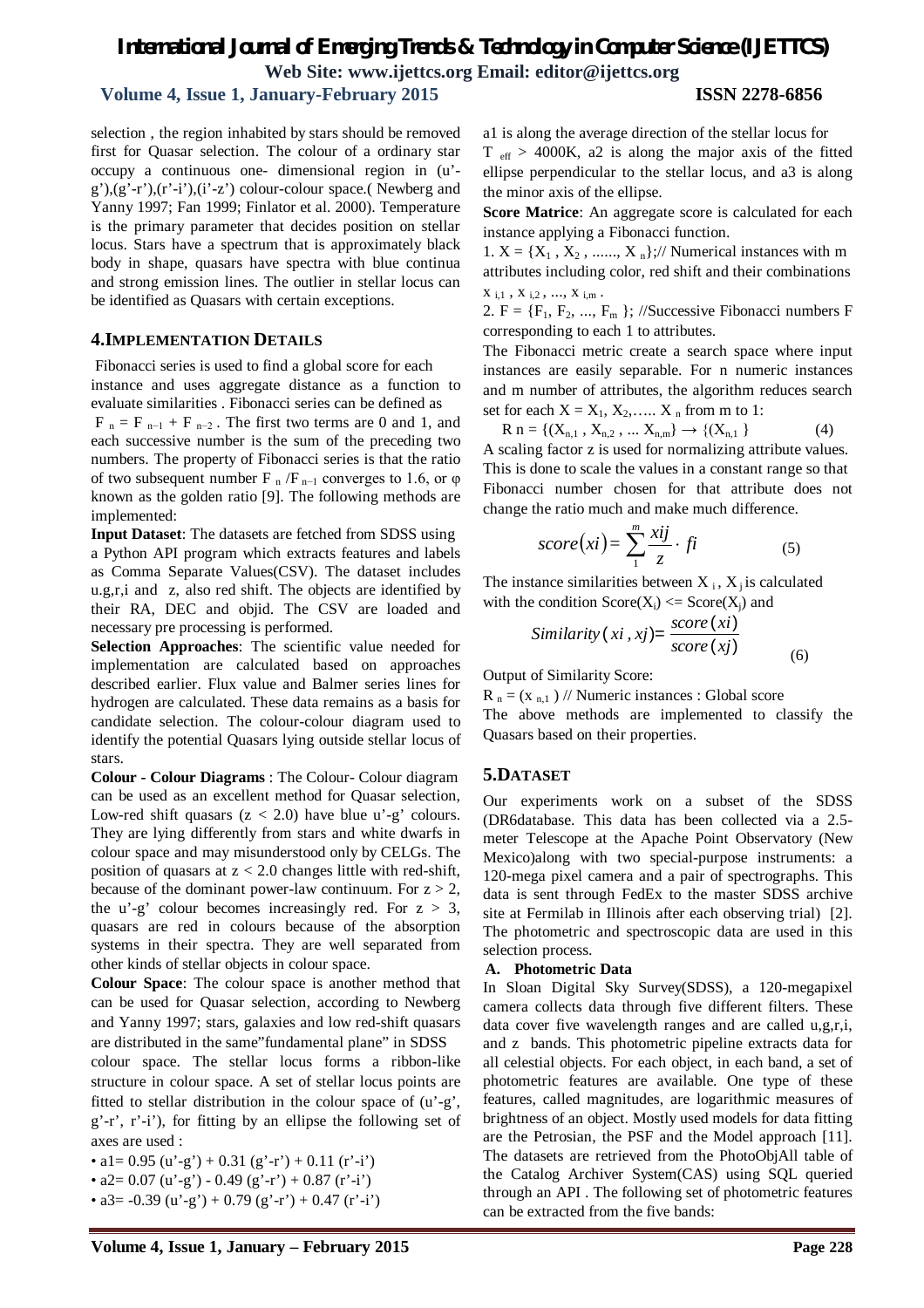selection , the region inhabited by stars should be removed first for Quasar selection. The colour of a ordinary star occupy a continuous one- dimensional region in (u'-g'),(g'-r'),(r'-i'),(i'-z') colour-colour space.( Newberg and Yanny 1997; Fan 1999; Finlator et al. 2000). Temperature is the primary parameter that decides position on stellar locus. Stars have a spectrum that is approximately black body in shape, quasars have spectra with blue continua and strong emission lines. The outlier in stellar locus can be identified as Quasars with certain exceptions.

## 4.IMPLEMENTATION DETAILS

Fibonacci series is used to find a global score for each instance and uses aggregate distance as a function to evaluate similarities . Fibonacci series can be defined as $F_n = F_{n-1} + F_{n-2}$ . The first two terms are 0 and 1, and each successive number is the sum of the preceding two numbers. The property of Fibonacci series is that the ratio of two subsequent number $F_n / F_{n-1}$ converges to 1.6, or φ known as the golden ratio [9]. The following methods are implemented:

**Input Dataset**: The datasets are fetched from SDSS using a Python API program which extracts features and labels as Comma Separate Values(CSV). The dataset includes u.g,r,i and z, also red shift. The objects are identified by their RA, DEC and objid. The CSV are loaded and necessary pre processing is performed.

**Selection Approaches**: The scientific value needed for implementation are calculated based on approaches described earlier. Flux value and Balmer series lines for hydrogen are calculated. These data remains as a basis for candidate selection. The colour-colour diagram used to identify the potential Quasars lying outside stellar locus of stars.

**Colour - Colour Diagrams** : The Colour- Colour diagram can be used as an excellent method for Quasar selection, Low-red shift quasars ($z < 2.0$) have blue u'-g' colours. They are lying differently from stars and white dwarfs in colour space and may misunderstood only by CELGs. The position of quasars at $z < 2.0$ changes little with red-shift, because of the dominant power-law continuum. For $z > 2$, the u'-g' colour becomes increasingly red. For $z > 3$, quasars are red in colours because of the absorption systems in their spectra. They are well separated from other kinds of stellar objects in colour space.

**Colour Space**: The colour space is another method that can be used for Quasar selection, according to Newberg and Yanny 1997; stars, galaxies and low red-shift quasars are distributed in the same"fundamental plane" in SDSS colour space. The stellar locus forms a ribbon-like structure in colour space. A set of stellar locus points are fitted to stellar distribution in the colour space of (u'-g', g'-r', r'-i'), for fitting by an ellipse the following set of axes are used :

- a1= 0.95 (u'-g') + 0.31 (g'-r') + 0.11 (r'-i')
- a2= 0.07 (u'-g') - 0.49 (g'-r') + 0.87 (r'-i')
- a3= -0.39 (u'-g') + 0.79 (g'-r') + 0.47 (r'-i')

a1 is along the average direction of the stellar locus for $T_{eff} > 4000K$, a2 is along the major axis of the fitted ellipse perpendicular to the stellar locus, and a3 is along the minor axis of the ellipse.

**Score Matrice**: An aggregate score is calculated for each instance applying a Fibonacci function.

1. $X = \{X_1, X_2, ......, X_n\}$;// Numerical instances with m attributes including color, red shift and their combinations $x_{i,1}, x_{i,2}, ..., x_{i,m}$ .
2. $F = \{F_1, F_2, ..., F_m\}$; //Successive Fibonacci numbers F corresponding to each 1 to attributes.

The Fibonacci metric create a search space where input instances are easily separable. For n numeric instances and m number of attributes, the algorithm reduces search set for each $X = X_1, X_2, ..... X_n$ from m to 1:

$$R_n = \{(X_{n,1}, X_{n,2}, ... X_{n,m}\} \rightarrow \{(X_{n,1}\} \quad (4)$$

A scaling factor z is used for normalizing attribute values. This is done to scale the values in a constant range so that Fibonacci number chosen for that attribute does not change the ratio much and make much difference.

$$score(xi) = \sum_{1}^{m} \frac{xij}{z} \cdot fi \quad (5)$$

The instance similarities between $X_i$, $X_j$ is calculated with the condition $Score(X_i) <= Score(X_j)$ and

$$Similarity(xi, xj) = \frac{score(xi)}{score(xj)} \quad (6)$$

Output of Similarity Score:

$R_n = (x_{n,1})$ // Numeric instances : Global score

The above methods are implemented to classify the Quasars based on their properties.

## 5.DATASET

Our experiments work on a subset of the SDSS (DR6database. This data has been collected via a 2.5-meter Telescope at the Apache Point Observatory (New Mexico)along with two special-purpose instruments: a 120-mega pixel camera and a pair of spectrographs. This data is sent through FedEx to the master SDSS archive site at Fermilab in Illinois after each observing trial) [2]. The photometric and spectroscopic data are used in this selection process.

### A. Photometric Data

In Sloan Digital Sky Survey(SDSS), a 120-megapixel camera collects data through five different filters. These data cover five wavelength ranges and are called u,g,r,i, and z bands. This photometric pipeline extracts data for all celestial objects. For each object, in each band, a set of photometric features are available. One type of these features, called magnitudes, are logarithmic measures of brightness of an object. Mostly used models for data fitting are the Petrosian, the PSF and the Model approach [11]. The datasets are retrieved from the PhotoObjAll table of the Catalog Archiver System(CAS) using SQL queried through an API . The following set of photometric features can be extracted from the five bands: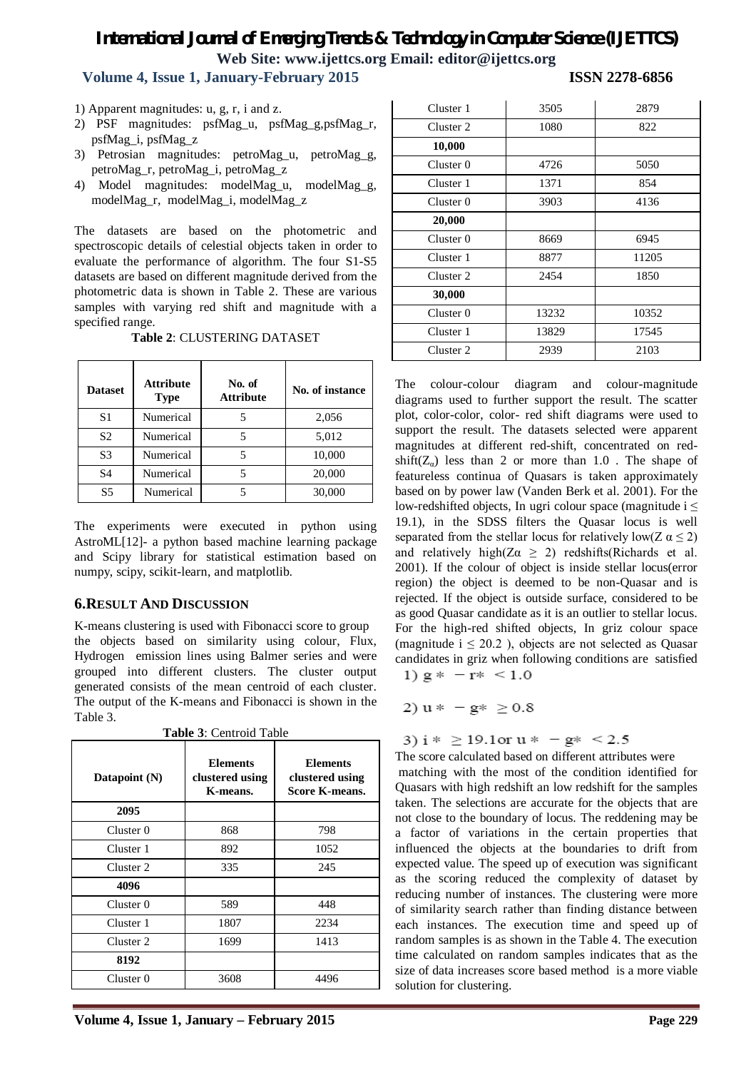1) Apparent magnitudes: u, g, r, i and z.
2) PSF magnitudes: psfMag_u, psfMag_g,psfMag_r, psfMag_i, psfMag_z
3) Petrosian magnitudes: petroMag_u, petroMag_g, petroMag_r, petroMag_i, petroMag_z
4) Model magnitudes: modelMag_u, modelMag_g, modelMag_r, modelMag_i, modelMag_z

The datasets are based on the photometric and spectroscopic details of celestial objects taken in order to evaluate the performance of algorithm. The four S1-S5 datasets are based on different magnitude derived from the photometric data is shown in Table 2. These are various samples with varying red shift and magnitude with a specified range.

**Table 2**: CLUSTERING DATASET

| Dataset | Attribute Type | No. of Attribute | No. of instance |
|---|---|---|---|
| S1 | Numerical | 5 | 2,056 |
| S2 | Numerical | 5 | 5,012 |
| S3 | Numerical | 5 | 10,000 |
| S4 | Numerical | 5 | 20,000 |
| S5 | Numerical | 5 | 30,000 |

The experiments were executed in python using AstroML[12]- a python based machine learning package and Scipy library for statistical estimation based on numpy, scipy, scikit-learn, and matplotlib.

## 6.RESULT AND DISCUSSION

K-means clustering is used with Fibonacci score to group the objects based on similarity using colour, Flux, Hydrogen emission lines using Balmer series and were grouped into different clusters. The cluster output generated consists of the mean centroid of each cluster. The output of the K-means and Fibonacci is shown in the Table 3.

**Table 3**: Centroid Table

| Datapoint (N) | Elements clustered using K-means. | Elements clustered using Score K-means. |
|---|---|---|
| **2095** | | |
| Cluster 0 | 868 | 798 |
| Cluster 1 | 892 | 1052 |
| Cluster 2 | 335 | 245 |
| **4096** | | |
| Cluster 0 | 589 | 448 |
| Cluster 1 | 1807 | 2234 |
| Cluster 2 | 1699 | 1413 |
| **8192** | | |
| Cluster 0 | 3608 | 4496 |
| Cluster 1 | 3505 | 2879 |
| Cluster 2 | 1080 | 822 |
| **10,000** | | |
| Cluster 0 | 4726 | 5050 |
| Cluster 1 | 1371 | 854 |
| Cluster 0 | 3903 | 4136 |
| **20,000** | | |
| Cluster 0 | 8669 | 6945 |
| Cluster 1 | 8877 | 11205 |
| Cluster 2 | 2454 | 1850 |
| **30,000** | | |
| Cluster 0 | 13232 | 10352 |
| Cluster 1 | 13829 | 17545 |
| Cluster 2 | 2939 | 2103 |

The colour-colour diagram and colour-magnitude diagrams used to further support the result. The scatter plot, color-color, color- red shift diagrams were used to support the result. The datasets selected were apparent magnitudes at different red-shift, concentrated on red-shift($Z_\alpha$) less than 2 or more than 1.0 . The shape of featureless continua of Quasars is taken approximately based on by power law (Vanden Berk et al. 2001). For the low-redshifted objects, In ugri colour space (magnitude $i \leq 19.1$), in the SDSS filters the Quasar locus is well separated from the stellar locus for relatively low($Z\ \alpha \leq 2$) and relatively high($Z\alpha\ \geq\ 2$) redshifts(Richards et al. 2001). If the colour of object is inside stellar locus(error region) the object is deemed to be non-Quasar and is rejected. If the object is outside surface, considered to be as good Quasar candidate as it is an outlier to stellar locus. For the high-red shifted objects, In griz colour space (magnitude $i \leq 20.2$ ), objects are not selected as Quasar candidates in griz when following conditions are satisfied

1) $g* - r* < 1.0$

2) $u* - g* \geq 0.8$

3) $i* \geq 19.1$ or $u* - g* < 2.5$

The score calculated based on different attributes were matching with the most of the condition identified for Quasars with high redshift an low redshift for the samples taken. The selections are accurate for the objects that are not close to the boundary of locus. The reddening may be a factor of variations in the certain properties that influenced the objects at the boundaries to drift from expected value. The speed up of execution was significant as the scoring reduced the complexity of dataset by reducing number of instances. The clustering were more of similarity search rather than finding distance between each instances. The execution time and speed up of random samples is as shown in the Table 4. The execution time calculated on random samples indicates that as the size of data increases score based method is a more viable solution for clustering.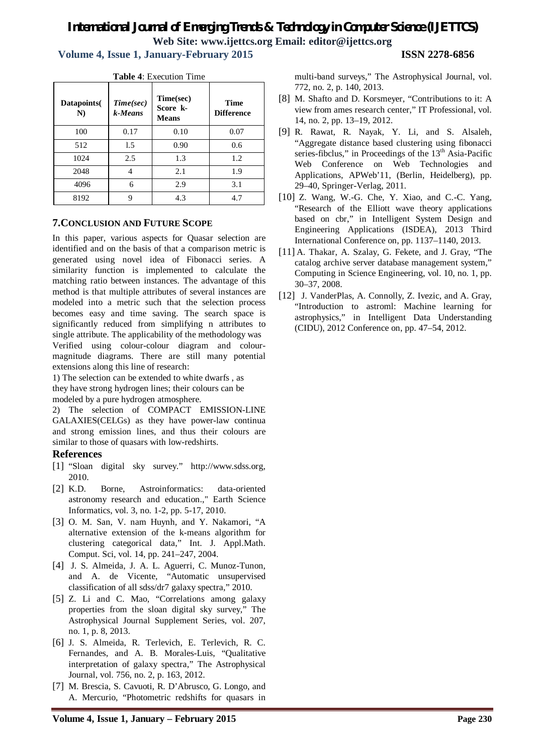**Table 4**: Execution Time

| Datapoints(N) | *Time(sec) k-Means* | Time(sec) Score k-Means | Time Difference |
|---|---|---|---|
| 100 | 0.17 | 0.10 | 0.07 |
| 512 | 1.5 | 0.90 | 0.6 |
| 1024 | 2.5 | 1.3 | 1.2 |
| 2048 | 4 | 2.1 | 1.9 |
| 4096 | 6 | 2.9 | 3.1 |
| 8192 | 9 | 4.3 | 4.7 |

## 7.CONCLUSION AND FUTURE SCOPE

In this paper, various aspects for Quasar selection are identified and on the basis of that a comparison metric is generated using novel idea of Fibonacci series. A similarity function is implemented to calculate the matching ratio between instances. The advantage of this method is that multiple attributes of several instances are modeled into a metric such that the selection process becomes easy and time saving. The search space is significantly reduced from simplifying n attributes to single attribute. The applicability of the methodology was Verified using colour-colour diagram and colour-magnitude diagrams. There are still many potential extensions along this line of research:

1) The selection can be extended to white dwarfs , as they have strong hydrogen lines; their colours can be modeled by a pure hydrogen atmosphere.

2) The selection of COMPACT EMISSION-LINE GALAXIES(CELGs) as they have power-law continua and strong emission lines, and thus their colours are similar to those of quasars with low-redshirts.

## References

[1] "Sloan digital sky survey." http://www.sdss.org, 2010.

[2] K.D. Borne, Astroinformatics: data-oriented astronomy research and education.," Earth Science Informatics, vol. 3, no. 1-2, pp. 5-17, 2010.

[3] O. M. San, V. nam Huynh, and Y. Nakamori, "A alternative extension of the k-means algorithm for clustering categorical data," Int. J. Appl.Math. Comput. Sci, vol. 14, pp. 241–247, 2004.

[4] J. S. Almeida, J. A. L. Aguerri, C. Munoz-Tunon, and A. de Vicente, "Automatic unsupervised classification of all sdss/dr7 galaxy spectra," 2010.

[5] Z. Li and C. Mao, "Correlations among galaxy properties from the sloan digital sky survey," The Astrophysical Journal Supplement Series, vol. 207, no. 1, p. 8, 2013.

[6] J. S. Almeida, R. Terlevich, E. Terlevich, R. C. Fernandes, and A. B. Morales-Luis, "Qualitative interpretation of galaxy spectra," The Astrophysical Journal, vol. 756, no. 2, p. 163, 2012.

[7] M. Brescia, S. Cavuoti, R. D'Abrusco, G. Longo, and A. Mercurio, "Photometric redshifts for quasars in multi-band surveys," The Astrophysical Journal, vol. 772, no. 2, p. 140, 2013.

[8] M. Shafto and D. Korsmeyer, "Contributions to it: A view from ames research center," IT Professional, vol. 14, no. 2, pp. 13–19, 2012.

[9] R. Rawat, R. Nayak, Y. Li, and S. Alsaleh, "Aggregate distance based clustering using fibonacci series-fibclus," in Proceedings of the 13th Asia-Pacific Web Conference on Web Technologies and Applications, APWeb'11, (Berlin, Heidelberg), pp. 29–40, Springer-Verlag, 2011.

[10] Z. Wang, W.-G. Che, Y. Xiao, and C.-C. Yang, "Research of the Elliott wave theory applications based on cbr," in Intelligent System Design and Engineering Applications (ISDEA), 2013 Third International Conference on, pp. 1137–1140, 2013.

[11] A. Thakar, A. Szalay, G. Fekete, and J. Gray, "The catalog archive server database management system," Computing in Science Engineering, vol. 10, no. 1, pp. 30–37, 2008.

[12] J. VanderPlas, A. Connolly, Z. Ivezic, and A. Gray, "Introduction to astroml: Machine learning for astrophysics," in Intelligent Data Understanding (CIDU), 2012 Conference on, pp. 47–54, 2012.